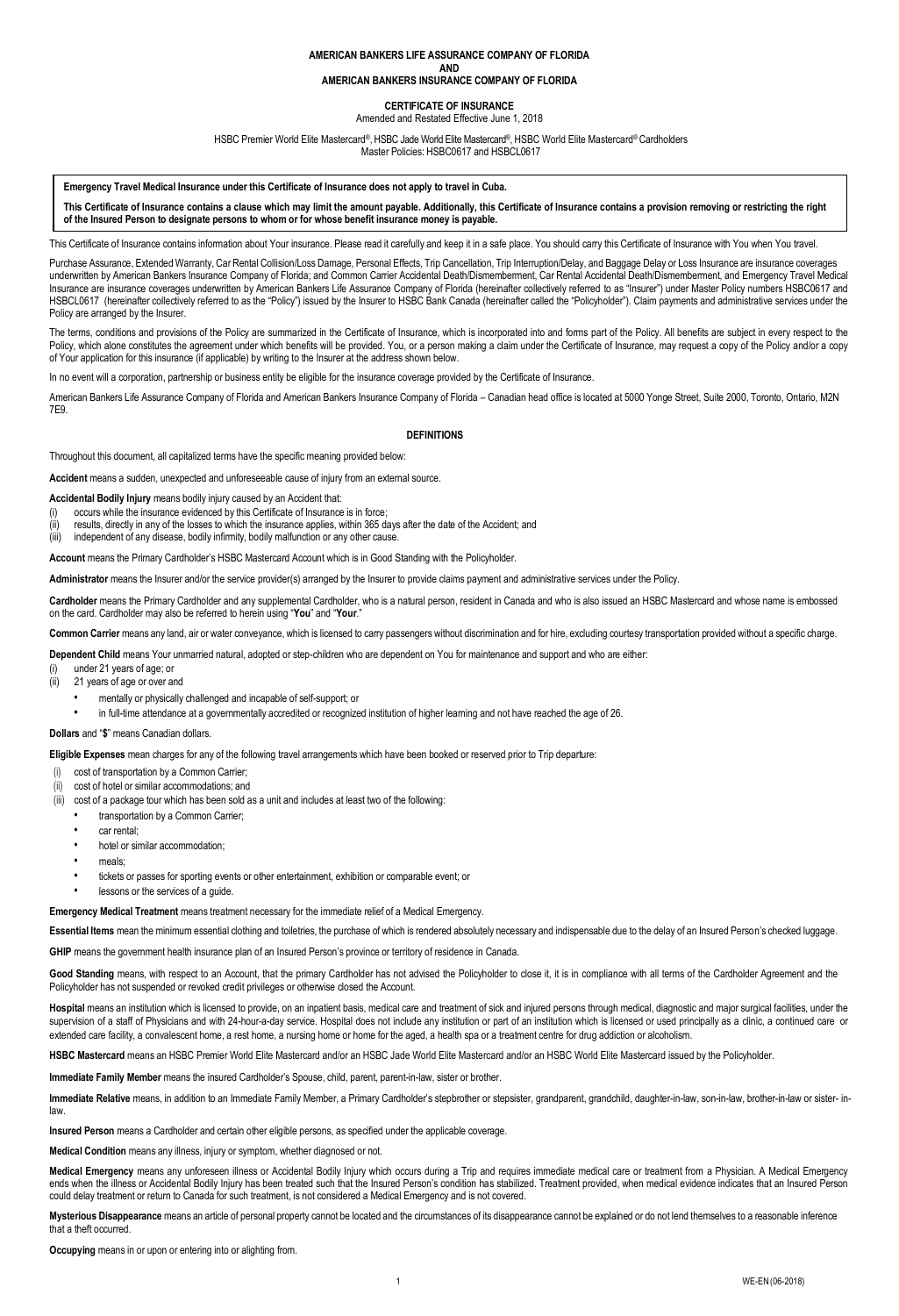# AMERICAN BANKERS LIFE ASSURANCE COMPANY OF FLORIDA
# AND
# AMERICAN BANKERS INSURANCE COMPANY OF FLORIDA

## CERTIFICATE OF INSURANCE

Amended and Restated Effective June 1, 2018

HSBC Premier World Elite Mastercard®, HSBC Jade World Elite Mastercard®, HSBC World Elite Mastercard® Cardholders
Master Policies: HSBC0617 and HSBCL0617

**Emergency Travel Medical Insurance under this Certificate of Insurance does not apply to travel in Cuba.**

**This Certificate of Insurance contains a clause which may limit the amount payable. Additionally, this Certificate of Insurance contains a provision removing or restricting the right of the Insured Person to designate persons to whom or for whose benefit insurance money is payable.**

This Certificate of Insurance contains information about Your insurance. Please read it carefully and keep it in a safe place. You should carry this Certificate of Insurance with You when You travel.

Purchase Assurance, Extended Warranty, Car Rental Collision/Loss Damage, Personal Effects, Trip Cancellation, Trip Interruption/Delay, and Baggage Delay or Loss Insurance are insurance coverages underwritten by American Bankers Insurance Company of Florida; and Common Carrier Accidental Death/Dismemberment, Car Rental Accidental Death/Dismemberment, and Emergency Travel Medical Insurance are insurance coverages underwritten by American Bankers Life Assurance Company of Florida (hereinafter collectively referred to as "Insurer") under Master Policy numbers HSBC0617 and HSBCL0617 (hereinafter collectively referred to as the "Policy") issued by the Insurer to HSBC Bank Canada (hereinafter called the "Policyholder"). Claim payments and administrative services under the Policy are arranged by the Insurer.

The terms, conditions and provisions of the Policy are summarized in the Certificate of Insurance, which is incorporated into and forms part of the Policy. All benefits are subject in every respect to the Policy, which alone constitutes the agreement under which benefits will be provided. You, or a person making a claim under the Certificate of Insurance, may request a copy of the Policy and/or a copy of Your application for this insurance (if applicable) by writing to the Insurer at the address shown below.

In no event will a corporation, partnership or business entity be eligible for the insurance coverage provided by the Certificate of Insurance.

American Bankers Life Assurance Company of Florida and American Bankers Insurance Company of Florida – Canadian head office is located at 5000 Yonge Street, Suite 2000, Toronto, Ontario, M2N 7E9.

## DEFINITIONS

Throughout this document, all capitalized terms have the specific meaning provided below:

**Accident** means a sudden, unexpected and unforeseeable cause of injury from an external source.

**Accidental Bodily Injury** means bodily injury caused by an Accident that:

(i) occurs while the insurance evidenced by this Certificate of Insurance is in force;
(ii) results, directly in any of the losses to which the insurance applies, within 365 days after the date of the Accident; and
(iii) independent of any disease, bodily infirmity, bodily malfunction or any other cause.

**Account** means the Primary Cardholder's HSBC Mastercard Account which is in Good Standing with the Policyholder.

**Administrator** means the Insurer and/or the service provider(s) arranged by the Insurer to provide claims payment and administrative services under the Policy.

**Cardholder** means the Primary Cardholder and any supplemental Cardholder, who is a natural person, resident in Canada and who is also issued an HSBC Mastercard and whose name is embossed on the card. Cardholder may also be referred to herein using "**You**" and "**Your**."

**Common Carrier** means any land, air or water conveyance, which is licensed to carry passengers without discrimination and for hire, excluding courtesy transportation provided without a specific charge.

**Dependent Child** means Your unmarried natural, adopted or step-children who are dependent on You for maintenance and support and who are either:

(i) under 21 years of age; or
(ii) 21 years of age or over and
   - mentally or physically challenged and incapable of self-support; or
   - in full-time attendance at a governmentally accredited or recognized institution of higher learning and not have reached the age of 26.

**Dollars** and "**$**" means Canadian dollars.

**Eligible Expenses** mean charges for any of the following travel arrangements which have been booked or reserved prior to Trip departure:

(i) cost of transportation by a Common Carrier;
(ii) cost of hotel or similar accommodations; and
(iii) cost of a package tour which has been sold as a unit and includes at least two of the following:
   - transportation by a Common Carrier;
   - car rental;
   - hotel or similar accommodation;
   - meals;
   - tickets or passes for sporting events or other entertainment, exhibition or comparable event; or
   - lessons or the services of a guide.

**Emergency Medical Treatment** means treatment necessary for the immediate relief of a Medical Emergency.

**Essential Items** mean the minimum essential clothing and toiletries, the purchase of which is rendered absolutely necessary and indispensable due to the delay of an Insured Person's checked luggage.

**GHIP** means the government health insurance plan of an Insured Person's province or territory of residence in Canada.

**Good Standing** means, with respect to an Account, that the primary Cardholder has not advised the Policyholder to close it, it is in compliance with all terms of the Cardholder Agreement and the Policyholder has not suspended or revoked credit privileges or otherwise closed the Account.

**Hospital** means an institution which is licensed to provide, on an inpatient basis, medical care and treatment of sick and injured persons through medical, diagnostic and major surgical facilities, under the supervision of a staff of Physicians and with 24-hour-a-day service. Hospital does not include any institution or part of an institution which is licensed or used principally as a clinic, a continued care or extended care facility, a convalescent home, a rest home, a nursing home or home for the aged, a health spa or a treatment centre for drug addiction or alcoholism.

**HSBC Mastercard** means an HSBC Premier World Elite Mastercard and/or an HSBC Jade World Elite Mastercard and/or an HSBC World Elite Mastercard issued by the Policyholder.

**Immediate Family Member** means the insured Cardholder's Spouse, child, parent, parent-in-law, sister or brother.

**Immediate Relative** means, in addition to an Immediate Family Member, a Primary Cardholder's stepbrother or stepsister, grandparent, grandchild, daughter-in-law, son-in-law, brother-in-law or sister- in-law.

**Insured Person** means a Cardholder and certain other eligible persons, as specified under the applicable coverage.

**Medical Condition** means any illness, injury or symptom, whether diagnosed or not.

**Medical Emergency** means any unforeseen illness or Accidental Bodily Injury which occurs during a Trip and requires immediate medical care or treatment from a Physician. A Medical Emergency ends when the illness or Accidental Bodily Injury has been treated such that the Insured Person's condition has stabilized. Treatment provided, when medical evidence indicates that an Insured Person could delay treatment or return to Canada for such treatment, is not considered a Medical Emergency and is not covered.

**Mysterious Disappearance** means an article of personal property cannot be located and the circumstances of its disappearance cannot be explained or do not lend themselves to a reasonable inference that a theft occurred.

**Occupying** means in or upon or entering into or alighting from.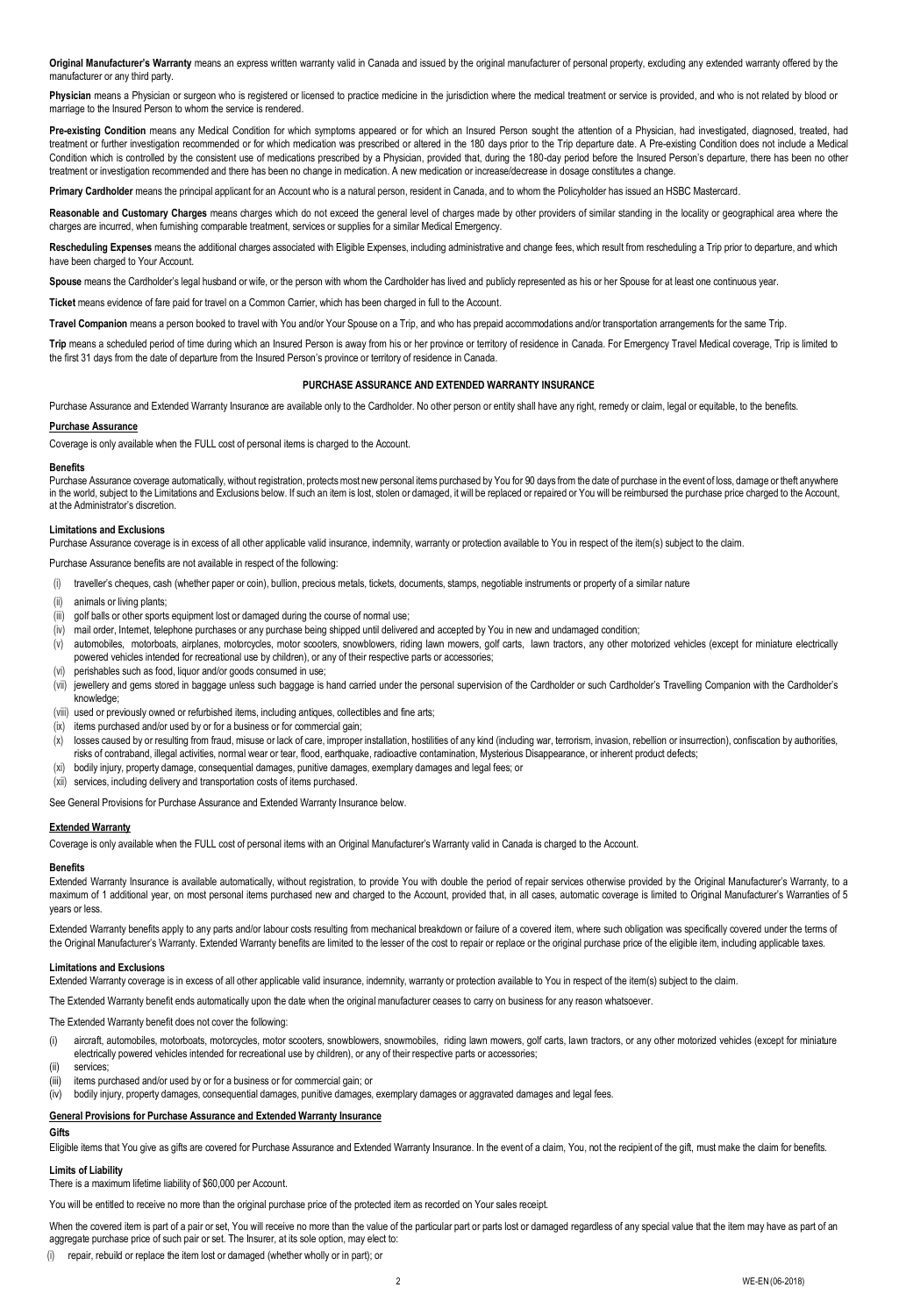**Original Manufacturer's Warranty** means an express written warranty valid in Canada and issued by the original manufacturer of personal property, excluding any extended warranty offered by the manufacturer or any third party.

**Physician** means a Physician or surgeon who is registered or licensed to practice medicine in the jurisdiction where the medical treatment or service is provided, and who is not related by blood or marriage to the Insured Person to whom the service is rendered.

**Pre-existing Condition** means any Medical Condition for which symptoms appeared or for which an Insured Person sought the attention of a Physician, had investigated, diagnosed, treated, had treatment or further investigation recommended or for which medication was prescribed or altered in the 180 days prior to the Trip departure date. A Pre-existing Condition does not include a Medical Condition which is controlled by the consistent use of medications prescribed by a Physician, provided that, during the 180-day period before the Insured Person's departure, there has been no other treatment or investigation recommended and there has been no change in medication. A new medication or increase/decrease in dosage constitutes a change.

**Primary Cardholder** means the principal applicant for an Account who is a natural person, resident in Canada, and to whom the Policyholder has issued an HSBC Mastercard.

**Reasonable and Customary Charges** means charges which do not exceed the general level of charges made by other providers of similar standing in the locality or geographical area where the charges are incurred, when furnishing comparable treatment, services or supplies for a similar Medical Emergency.

**Rescheduling Expenses** means the additional charges associated with Eligible Expenses, including administrative and change fees, which result from rescheduling a Trip prior to departure, and which have been charged to Your Account.

**Spouse** means the Cardholder's legal husband or wife, or the person with whom the Cardholder has lived and publicly represented as his or her Spouse for at least one continuous year.

**Ticket** means evidence of fare paid for travel on a Common Carrier, which has been charged in full to the Account.

**Travel Companion** means a person booked to travel with You and/or Your Spouse on a Trip, and who has prepaid accommodations and/or transportation arrangements for the same Trip.

**Trip** means a scheduled period of time during which an Insured Person is away from his or her province or territory of residence in Canada. For Emergency Travel Medical coverage, Trip is limited to the first 31 days from the date of departure from the Insured Person's province or territory of residence in Canada.

## PURCHASE ASSURANCE AND EXTENDED WARRANTY INSURANCE

Purchase Assurance and Extended Warranty Insurance are available only to the Cardholder. No other person or entity shall have any right, remedy or claim, legal or equitable, to the benefits.

### Purchase Assurance

Coverage is only available when the FULL cost of personal items is charged to the Account.

#### Benefits

Purchase Assurance coverage automatically, without registration, protects most new personal items purchased by You for 90 days from the date of purchase in the event of loss, damage or theft anywhere in the world, subject to the Limitations and Exclusions below. If such an item is lost, stolen or damaged, it will be replaced or repaired or You will be reimbursed the purchase price charged to the Account, at the Administrator's discretion.

#### Limitations and Exclusions

Purchase Assurance coverage is in excess of all other applicable valid insurance, indemnity, warranty or protection available to You in respect of the item(s) subject to the claim.

Purchase Assurance benefits are not available in respect of the following:

(i) traveller's cheques, cash (whether paper or coin), bullion, precious metals, tickets, documents, stamps, negotiable instruments or property of a similar nature
(ii) animals or living plants;
(iii) golf balls or other sports equipment lost or damaged during the course of normal use;
(iv) mail order, Internet, telephone purchases or any purchase being shipped until delivered and accepted by You in new and undamaged condition;
(v) automobiles, motorboats, airplanes, motorcycles, motor scooters, snowblowers, riding lawn mowers, golf carts, lawn tractors, any other motorized vehicles (except for miniature electrically powered vehicles intended for recreational use by children), or any of their respective parts or accessories;
(vi) perishables such as food, liquor and/or goods consumed in use;
(vii) jewellery and gems stored in baggage unless such baggage is hand carried under the personal supervision of the Cardholder or such Cardholder's Travelling Companion with the Cardholder's knowledge;
(viii) used or previously owned or refurbished items, including antiques, collectibles and fine arts;
(ix) items purchased and/or used by or for a business or for commercial gain;
(x) losses caused by or resulting from fraud, misuse or lack of care, improper installation, hostilities of any kind (including war, terrorism, invasion, rebellion or insurrection), confiscation by authorities, risks of contraband, illegal activities, normal wear or tear, flood, earthquake, radioactive contamination, Mysterious Disappearance, or inherent product defects;
(xi) bodily injury, property damage, consequential damages, punitive damages, exemplary damages and legal fees; or
(xii) services, including delivery and transportation costs of items purchased.

See General Provisions for Purchase Assurance and Extended Warranty Insurance below.

### Extended Warranty

Coverage is only available when the FULL cost of personal items with an Original Manufacturer's Warranty valid in Canada is charged to the Account.

#### Benefits

Extended Warranty Insurance is available automatically, without registration, to provide You with double the period of repair services otherwise provided by the Original Manufacturer's Warranty, to a maximum of 1 additional year, on most personal items purchased new and charged to the Account, provided that, in all cases, automatic coverage is limited to Original Manufacturer's Warranties of 5 years or less.

Extended Warranty benefits apply to any parts and/or labour costs resulting from mechanical breakdown or failure of a covered item, where such obligation was specifically covered under the terms of the Original Manufacturer's Warranty. Extended Warranty benefits are limited to the lesser of the cost to repair or replace or the original purchase price of the eligible item, including applicable taxes.

#### Limitations and Exclusions

Extended Warranty coverage is in excess of all other applicable valid insurance, indemnity, warranty or protection available to You in respect of the item(s) subject to the claim.

The Extended Warranty benefit ends automatically upon the date when the original manufacturer ceases to carry on business for any reason whatsoever.

The Extended Warranty benefit does not cover the following:

(i) aircraft, automobiles, motorboats, motorcycles, motor scooters, snowblowers, snowmobiles, riding lawn mowers, golf carts, lawn tractors, or any other motorized vehicles (except for miniature electrically powered vehicles intended for recreational use by children), or any of their respective parts or accessories;
(ii) services;
(iii) items purchased and/or used by or for a business or for commercial gain; or
(iv) bodily injury, property damages, consequential damages, punitive damages, exemplary damages or aggravated damages and legal fees.

### General Provisions for Purchase Assurance and Extended Warranty Insurance

#### Gifts

Eligible items that You give as gifts are covered for Purchase Assurance and Extended Warranty Insurance. In the event of a claim, You, not the recipient of the gift, must make the claim for benefits.

#### Limits of Liability

There is a maximum lifetime liability of $60,000 per Account.

You will be entitled to receive no more than the original purchase price of the protected item as recorded on Your sales receipt.

When the covered item is part of a pair or set, You will receive no more than the value of the particular part or parts lost or damaged regardless of any special value that the item may have as part of an aggregate purchase price of such pair or set. The Insurer, at its sole option, may elect to:

(i) repair, rebuild or replace the item lost or damaged (whether wholly or in part); or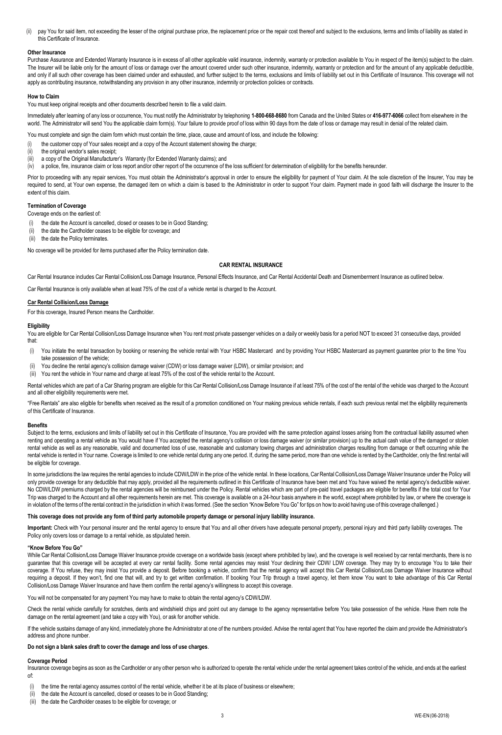(ii) pay You for said item, not exceeding the lesser of the original purchase price, the replacement price or the repair cost thereof and subject to the exclusions, terms and limits of liability as stated in this Certificate of Insurance.

**Other Insurance**

Purchase Assurance and Extended Warranty Insurance is in excess of all other applicable valid insurance, indemnity, warranty or protection available to You in respect of the item(s) subject to the claim. The Insurer will be liable only for the amount of loss or damage over the amount covered under such other insurance, indemnity, warranty or protection and for the amount of any applicable deductible, and only if all such other coverage has been claimed under and exhausted, and further subject to the terms, exclusions and limits of liability set out in this Certificate of Insurance. This coverage will not apply as contributing insurance, notwithstanding any provision in any other insurance, indemnity or protection policies or contracts.

**How to Claim**

You must keep original receipts and other documents described herein to file a valid claim.

Immediately after learning of any loss or occurrence, You must notify the Administrator by telephoning **1-800-668-8680** from Canada and the United States or **416-977-6066** collect from elsewhere in the world. The Administrator will send You the applicable claim form(s). Your failure to provide proof of loss within 90 days from the date of loss or damage may result in denial of the related claim.

You must complete and sign the claim form which must contain the time, place, cause and amount of loss, and include the following:

(i) the customer copy of Your sales receipt and a copy of the Account statement showing the charge;
(ii) the original vendor's sales receipt;
(iii) a copy of the Original Manufacturer's Warranty (for Extended Warranty claims); and
(iv) a police, fire, insurance claim or loss report and/or other report of the occurrence of the loss sufficient for determination of eligibility for the benefits hereunder.

Prior to proceeding with any repair services, You must obtain the Administrator's approval in order to ensure the eligibility for payment of Your claim. At the sole discretion of the Insurer, You may be required to send, at Your own expense, the damaged item on which a claim is based to the Administrator in order to support Your claim. Payment made in good faith will discharge the Insurer to the extent of this claim.

**Termination of Coverage**

Coverage ends on the earliest of:

(i) the date the Account is cancelled, closed or ceases to be in Good Standing;
(ii) the date the Cardholder ceases to be eligible for coverage; and
(iii) the date the Policy terminates.

No coverage will be provided for items purchased after the Policy termination date.

## CAR RENTAL INSURANCE

Car Rental Insurance includes Car Rental Collision/Loss Damage Insurance, Personal Effects Insurance, and Car Rental Accidental Death and Dismemberment Insurance as outlined below.

Car Rental Insurance is only available when at least 75% of the cost of a vehicle rental is charged to the Account.

### Car Rental Collision/Loss Damage

For this coverage, Insured Person means the Cardholder.

**Eligibility**

You are eligible for Car Rental Collision/Loss Damage Insurance when You rent most private passenger vehicles on a daily or weekly basis for a period NOT to exceed 31 consecutive days, provided that:

(i) You initiate the rental transaction by booking or reserving the vehicle rental with Your HSBC Mastercard and by providing Your HSBC Mastercard as payment guarantee prior to the time You take possession of the vehicle;
(ii) You decline the rental agency's collision damage waiver (CDW) or loss damage waiver (LDW), or similar provision; and
(iii) You rent the vehicle in Your name and charge at least 75% of the cost of the vehicle rental to the Account.

Rental vehicles which are part of a Car Sharing program are eligible for this Car Rental Collision/Loss Damage Insurance if at least 75% of the cost of the rental of the vehicle was charged to the Account and all other eligibility requirements were met.

"Free Rentals" are also eligible for benefits when received as the result of a promotion conditioned on Your making previous vehicle rentals, if each such previous rental met the eligibility requirements of this Certificate of Insurance.

**Benefits**

Subject to the terms, exclusions and limits of liability set out in this Certificate of Insurance, You are provided with the same protection against losses arising from the contractual liability assumed when renting and operating a rental vehicle as You would have if You accepted the rental agency's collision or loss damage waiver (or similar provision) up to the actual cash value of the damaged or stolen rental vehicle as well as any reasonable, valid and documented loss of use, reasonable and customary towing charges and administration charges resulting from damage or theft occurring while the rental vehicle is rented in Your name. Coverage is limited to one vehicle rental during any one period. If, during the same period, more than one vehicle is rented by the Cardholder, only the first rental will be eligible for coverage.

In some jurisdictions the law requires the rental agencies to include CDW/LDW in the price of the vehicle rental. In these locations, Car Rental Collision/Loss Damage Waiver Insurance under the Policy will only provide coverage for any deductible that may apply, provided all the requirements outlined in this Certificate of Insurance have been met and You have waived the rental agency's deductible waiver. No CDW/LDW premiums charged by the rental agencies will be reimbursed under the Policy. Rental vehicles which are part of pre-paid travel packages are eligible for benefits if the total cost for Your Trip was charged to the Account and all other requirements herein are met. This coverage is available on a 24-hour basis anywhere in the world, except where prohibited by law, or where the coverage is in violation of the terms of the rental contract in the jurisdiction in which it was formed. (See the section "Know Before You Go" for tips on how to avoid having use of this coverage challenged.)

**This coverage does not provide any form of third party automobile property damage or personal injury liability insurance.**

**Important:** Check with Your personal insurer and the rental agency to ensure that You and all other drivers have adequate personal property, personal injury and third party liability coverages. The Policy only covers loss or damage to a rental vehicle, as stipulated herein.

**"Know Before You Go"**

While Car Rental Collision/Loss Damage Waiver Insurance provide coverage on a worldwide basis (except where prohibited by law), and the coverage is well received by car rental merchants, there is no guarantee that this coverage will be accepted at every car rental facility. Some rental agencies may resist Your declining their CDW/ LDW coverage. They may try to encourage You to take their coverage. If You refuse, they may insist You provide a deposit. Before booking a vehicle, confirm that the rental agency will accept this Car Rental Collision/Loss Damage Waiver Insurance without requiring a deposit. If they won't, find one that will, and try to get written confirmation. If booking Your Trip through a travel agency, let them know You want to take advantage of this Car Rental Collision/Loss Damage Waiver Insurance and have them confirm the rental agency's willingness to accept this coverage.

You will not be compensated for any payment You may have to make to obtain the rental agency's CDW/LDW.

Check the rental vehicle carefully for scratches, dents and windshield chips and point out any damage to the agency representative before You take possession of the vehicle. Have them note the damage on the rental agreement (and take a copy with You), or ask for another vehicle.

If the vehicle sustains damage of any kind, immediately phone the Administrator at one of the numbers provided. Advise the rental agent that You have reported the claim and provide the Administrator's address and phone number.

**Do not sign a blank sales draft to cover the damage and loss of use charges**.

**Coverage Period**

Insurance coverage begins as soon as the Cardholder or any other person who is authorized to operate the rental vehicle under the rental agreement takes control of the vehicle, and ends at the earliest of:

(i) the time the rental agency assumes control of the rental vehicle, whether it be at its place of business or elsewhere;
(ii) the date the Account is cancelled, closed or ceases to be in Good Standing;
(iii) the date the Cardholder ceases to be eligible for coverage; or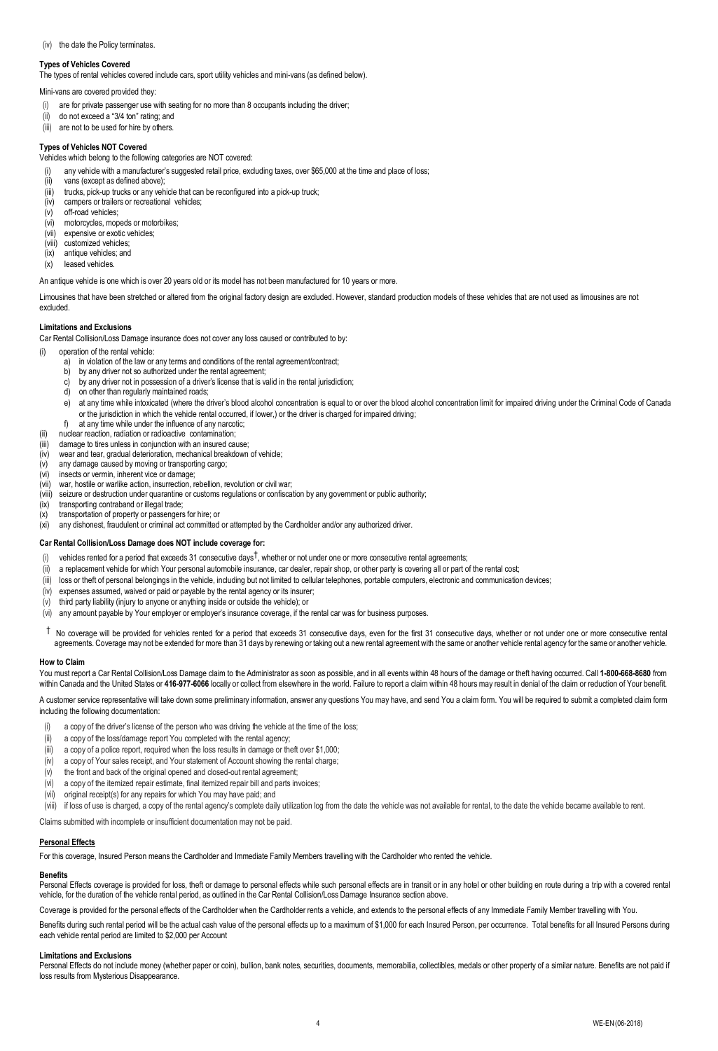(iv) the date the Policy terminates.

**Types of Vehicles Covered**

The types of rental vehicles covered include cars, sport utility vehicles and mini-vans (as defined below).

Mini-vans are covered provided they:

(i) are for private passenger use with seating for no more than 8 occupants including the driver;
(ii) do not exceed a "3/4 ton" rating; and
(iii) are not to be used for hire by others.

**Types of Vehicles NOT Covered**

Vehicles which belong to the following categories are NOT covered:

(i) any vehicle with a manufacturer's suggested retail price, excluding taxes, over $65,000 at the time and place of loss;
(ii) vans (except as defined above);
(iii) trucks, pick-up trucks or any vehicle that can be reconfigured into a pick-up truck;
(iv) campers or trailers or recreational vehicles;
(v) off-road vehicles;
(vi) motorcycles, mopeds or motorbikes;
(vii) expensive or exotic vehicles;
(viii) customized vehicles;
(ix) antique vehicles; and
(x) leased vehicles.

An antique vehicle is one which is over 20 years old or its model has not been manufactured for 10 years or more.

Limousines that have been stretched or altered from the original factory design are excluded. However, standard production models of these vehicles that are not used as limousines are not excluded.

**Limitations and Exclusions**

Car Rental Collision/Loss Damage insurance does not cover any loss caused or contributed to by:

(i) operation of the rental vehicle:
   a) in violation of the law or any terms and conditions of the rental agreement/contract;
   b) by any driver not so authorized under the rental agreement;
   c) by any driver not in possession of a driver's license that is valid in the rental jurisdiction;
   d) on other than regularly maintained roads;
   e) at any time while intoxicated (where the driver's blood alcohol concentration is equal to or over the blood alcohol concentration limit for impaired driving under the Criminal Code of Canada or the jurisdiction in which the vehicle rental occurred, if lower,) or the driver is charged for impaired driving;
   f) at any time while under the influence of any narcotic;
(ii) nuclear reaction, radiation or radioactive contamination;
(iii) damage to tires unless in conjunction with an insured cause;
(iv) wear and tear, gradual deterioration, mechanical breakdown of vehicle;
(v) any damage caused by moving or transporting cargo;
(vi) insects or vermin, inherent vice or damage;
(vii) war, hostile or warlike action, insurrection, rebellion, revolution or civil war;
(viii) seizure or destruction under quarantine or customs regulations or confiscation by any government or public authority;
(ix) transporting contraband or illegal trade;
(x) transportation of property or passengers for hire; or
(xi) any dishonest, fraudulent or criminal act committed or attempted by the Cardholder and/or any authorized driver.

**Car Rental Collision/Loss Damage does NOT include coverage for:**

(i) vehicles rented for a period that exceeds 31 consecutive days†, whether or not under one or more consecutive rental agreements;
(ii) a replacement vehicle for which Your personal automobile insurance, car dealer, repair shop, or other party is covering all or part of the rental cost;
(iii) loss or theft of personal belongings in the vehicle, including but not limited to cellular telephones, portable computers, electronic and communication devices;
(iv) expenses assumed, waived or paid or payable by the rental agency or its insurer;
(v) third party liability (injury to anyone or anything inside or outside the vehicle); or
(vi) any amount payable by Your employer or employer's insurance coverage, if the rental car was for business purposes.

† No coverage will be provided for vehicles rented for a period that exceeds 31 consecutive days, even for the first 31 consecutive days, whether or not under one or more consecutive rental agreements. Coverage may not be extended for more than 31 days by renewing or taking out a new rental agreement with the same or another vehicle rental agency for the same or another vehicle.

**How to Claim**

You must report a Car Rental Collision/Loss Damage claim to the Administrator as soon as possible, and in all events within 48 hours of the damage or theft having occurred. Call **1-800-668-8680** from within Canada and the United States or **416-977-6066** locally or collect from elsewhere in the world. Failure to report a claim within 48 hours may result in denial of the claim or reduction of Your benefit.

A customer service representative will take down some preliminary information, answer any questions You may have, and send You a claim form. You will be required to submit a completed claim form including the following documentation:

(i) a copy of the driver's license of the person who was driving the vehicle at the time of the loss;
(ii) a copy of the loss/damage report You completed with the rental agency;
(iii) a copy of a police report, required when the loss results in damage or theft over $1,000;
(iv) a copy of Your sales receipt, and Your statement of Account showing the rental charge;
(v) the front and back of the original opened and closed-out rental agreement;
(vi) a copy of the itemized repair estimate, final itemized repair bill and parts invoices;
(vii) original receipt(s) for any repairs for which You may have paid; and
(viii) if loss of use is charged, a copy of the rental agency's complete daily utilization log from the date the vehicle was not available for rental, to the date the vehicle became available to rent.

Claims submitted with incomplete or insufficient documentation may not be paid.

## Personal Effects

For this coverage, Insured Person means the Cardholder and Immediate Family Members travelling with the Cardholder who rented the vehicle.

**Benefits**

Personal Effects coverage is provided for loss, theft or damage to personal effects while such personal effects are in transit or in any hotel or other building en route during a trip with a covered rental vehicle, for the duration of the vehicle rental period, as outlined in the Car Rental Collision/Loss Damage Insurance section above.

Coverage is provided for the personal effects of the Cardholder when the Cardholder rents a vehicle, and extends to the personal effects of any Immediate Family Member travelling with You.

Benefits during such rental period will be the actual cash value of the personal effects up to a maximum of $1,000 for each Insured Person, per occurrence. Total benefits for all Insured Persons during each vehicle rental period are limited to $2,000 per Account

**Limitations and Exclusions**

Personal Effects do not include money (whether paper or coin), bullion, bank notes, securities, documents, memorabilia, collectibles, medals or other property of a similar nature. Benefits are not paid if loss results from Mysterious Disappearance.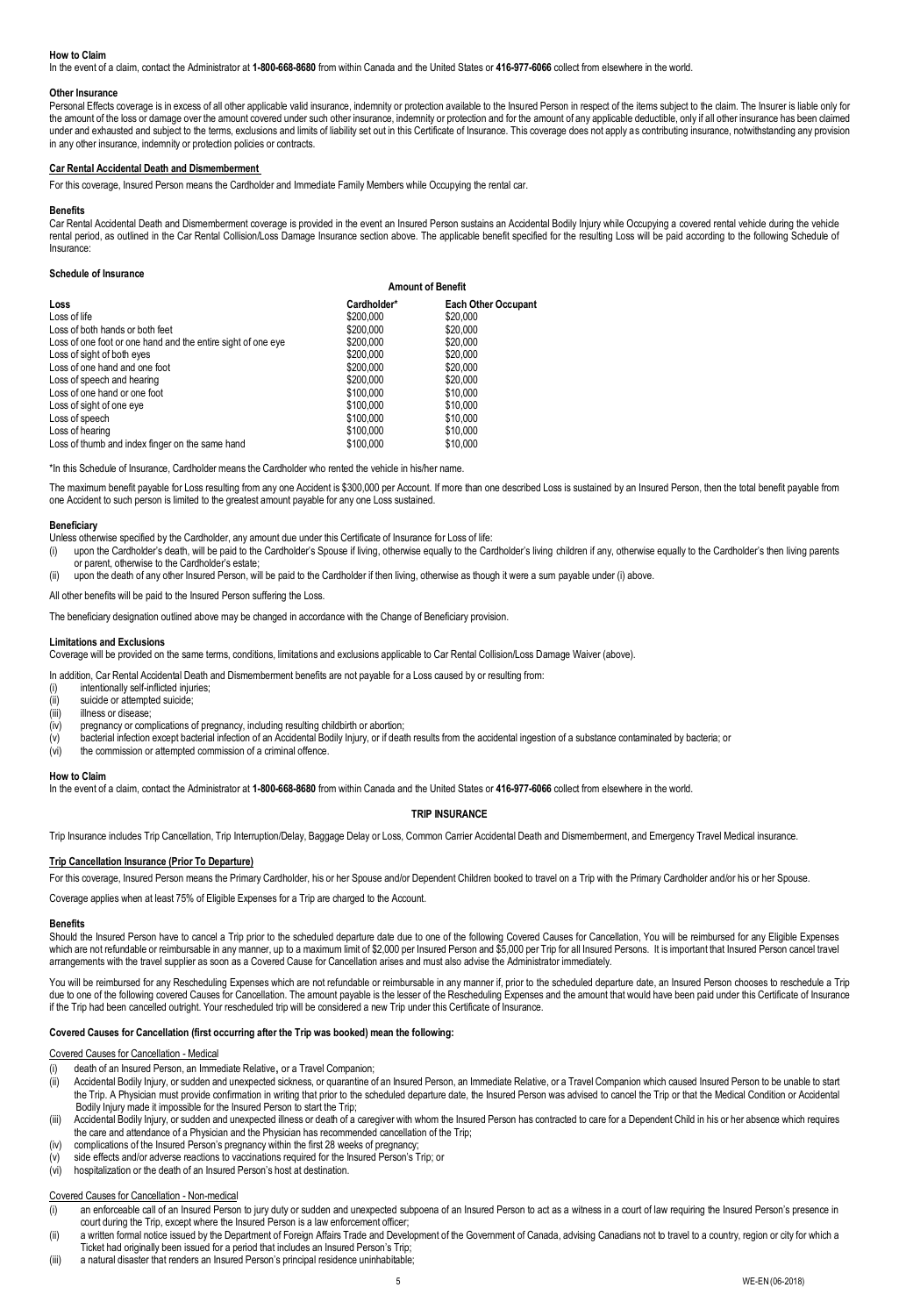**How to Claim**

In the event of a claim, contact the Administrator at **1-800-668-8680** from within Canada and the United States or **416-977-6066** collect from elsewhere in the world.

**Other Insurance**

Personal Effects coverage is in excess of all other applicable valid insurance, indemnity or protection available to the Insured Person in respect of the items subject to the claim. The Insurer is liable only for the amount of the loss or damage over the amount covered under such other insurance, indemnity or protection and for the amount of any applicable deductible, only if all other insurance has been claimed under and exhausted and subject to the terms, exclusions and limits of liability set out in this Certificate of Insurance. This coverage does not apply as contributing insurance, notwithstanding any provision in any other insurance, indemnity or protection policies or contracts.

## Car Rental Accidental Death and Dismemberment

For this coverage, Insured Person means the Cardholder and Immediate Family Members while Occupying the rental car.

**Benefits**

Car Rental Accidental Death and Dismemberment coverage is provided in the event an Insured Person sustains an Accidental Bodily Injury while Occupying a covered rental vehicle during the vehicle rental period, as outlined in the Car Rental Collision/Loss Damage Insurance section above. The applicable benefit specified for the resulting Loss will be paid according to the following Schedule of Insurance:

**Schedule of Insurance**

| | **Amount of Benefit** | |
|---|---|---|
| **Loss** | **Cardholder*** | **Each Other Occupant** |
| Loss of life | $200,000 | $20,000 |
| Loss of both hands or both feet | $200,000 | $20,000 |
| Loss of one foot or one hand and the entire sight of one eye | $200,000 | $20,000 |
| Loss of sight of both eyes | $200,000 | $20,000 |
| Loss of one hand and one foot | $200,000 | $20,000 |
| Loss of speech and hearing | $200,000 | $20,000 |
| Loss of one hand or one foot | $100,000 | $10,000 |
| Loss of sight of one eye | $100,000 | $10,000 |
| Loss of speech | $100,000 | $10,000 |
| Loss of hearing | $100,000 | $10,000 |
| Loss of thumb and index finger on the same hand | $100,000 | $10,000 |

*In this Schedule of Insurance, Cardholder means the Cardholder who rented the vehicle in his/her name.

The maximum benefit payable for Loss resulting from any one Accident is $300,000 per Account. If more than one described Loss is sustained by an Insured Person, then the total benefit payable from one Accident to such person is limited to the greatest amount payable for any one Loss sustained.

**Beneficiary**

Unless otherwise specified by the Cardholder, any amount due under this Certificate of Insurance for Loss of life:

(i) upon the Cardholder's death, will be paid to the Cardholder's Spouse if living, otherwise equally to the Cardholder's living children if any, otherwise equally to the Cardholder's then living parents or parent, otherwise to the Cardholder's estate;
(ii) upon the death of any other Insured Person, will be paid to the Cardholder if then living, otherwise as though it were a sum payable under (i) above.

All other benefits will be paid to the Insured Person suffering the Loss.

The beneficiary designation outlined above may be changed in accordance with the Change of Beneficiary provision.

**Limitations and Exclusions**

Coverage will be provided on the same terms, conditions, limitations and exclusions applicable to Car Rental Collision/Loss Damage Waiver (above).

In addition, Car Rental Accidental Death and Dismemberment benefits are not payable for a Loss caused by or resulting from:

(i) intentionally self-inflicted injuries;
(ii) suicide or attempted suicide;
(iii) illness or disease;
(iv) pregnancy or complications of pregnancy, including resulting childbirth or abortion;
(v) bacterial infection except bacterial infection of an Accidental Bodily Injury, or if death results from the accidental ingestion of a substance contaminated by bacteria; or
(vi) the commission or attempted commission of a criminal offence.

**How to Claim**

In the event of a claim, contact the Administrator at **1-800-668-8680** from within Canada and the United States or **416-977-6066** collect from elsewhere in the world.

# TRIP INSURANCE

Trip Insurance includes Trip Cancellation, Trip Interruption/Delay, Baggage Delay or Loss, Common Carrier Accidental Death and Dismemberment, and Emergency Travel Medical insurance.

## Trip Cancellation Insurance (Prior To Departure)

For this coverage, Insured Person means the Primary Cardholder, his or her Spouse and/or Dependent Children booked to travel on a Trip with the Primary Cardholder and/or his or her Spouse.

Coverage applies when at least 75% of Eligible Expenses for a Trip are charged to the Account.

**Benefits**

Should the Insured Person have to cancel a Trip prior to the scheduled departure date due to one of the following Covered Causes for Cancellation, You will be reimbursed for any Eligible Expenses which are not refundable or reimbursable in any manner, up to a maximum limit of $2,000 per Insured Person and $5,000 per Trip for all Insured Persons. It is important that Insured Person cancel travel arrangements with the travel supplier as soon as a Covered Cause for Cancellation arises and must also advise the Administrator immediately.

You will be reimbursed for any Rescheduling Expenses which are not refundable or reimbursable in any manner if, prior to the scheduled departure date, an Insured Person chooses to reschedule a Trip due to one of the following covered Causes for Cancellation. The amount payable is the lesser of the Rescheduling Expenses and the amount that would have been paid under this Certificate of Insurance if the Trip had been cancelled outright. Your rescheduled trip will be considered a new Trip under this Certificate of Insurance.

**Covered Causes for Cancellation (first occurring after the Trip was booked) mean the following:**

Covered Causes for Cancellation - Medical

(i) death of an Insured Person, an Immediate Relative, or a Travel Companion;
(ii) Accidental Bodily Injury, or sudden and unexpected sickness, or quarantine of an Insured Person, an Immediate Relative, or a Travel Companion which caused Insured Person to be unable to start the Trip. A Physician must provide confirmation in writing that prior to the scheduled departure date, the Insured Person was advised to cancel the Trip or that the Medical Condition or Accidental Bodily Injury made it impossible for the Insured Person to start the Trip;
(iii) Accidental Bodily Injury, or sudden and unexpected illness or death of a caregiver with whom the Insured Person has contracted to care for a Dependent Child in his or her absence which requires the care and attendance of a Physician and the Physician has recommended cancellation of the Trip;
(iv) complications of the Insured Person's pregnancy within the first 28 weeks of pregnancy;
(v) side effects and/or adverse reactions to vaccinations required for the Insured Person's Trip; or
(vi) hospitalization or the death of an Insured Person's host at destination.

Covered Causes for Cancellation - Non-medical

(i) an enforceable call of an Insured Person to jury duty or sudden and unexpected subpoena of an Insured Person to act as a witness in a court of law requiring the Insured Person's presence in court during the Trip, except where the Insured Person is a law enforcement officer;
(ii) a written formal notice issued by the Department of Foreign Affairs Trade and Development of the Government of Canada, advising Canadians not to travel to a country, region or city for which a Ticket had originally been issued for a period that includes an Insured Person's Trip;
(iii) a natural disaster that renders an Insured Person's principal residence uninhabitable;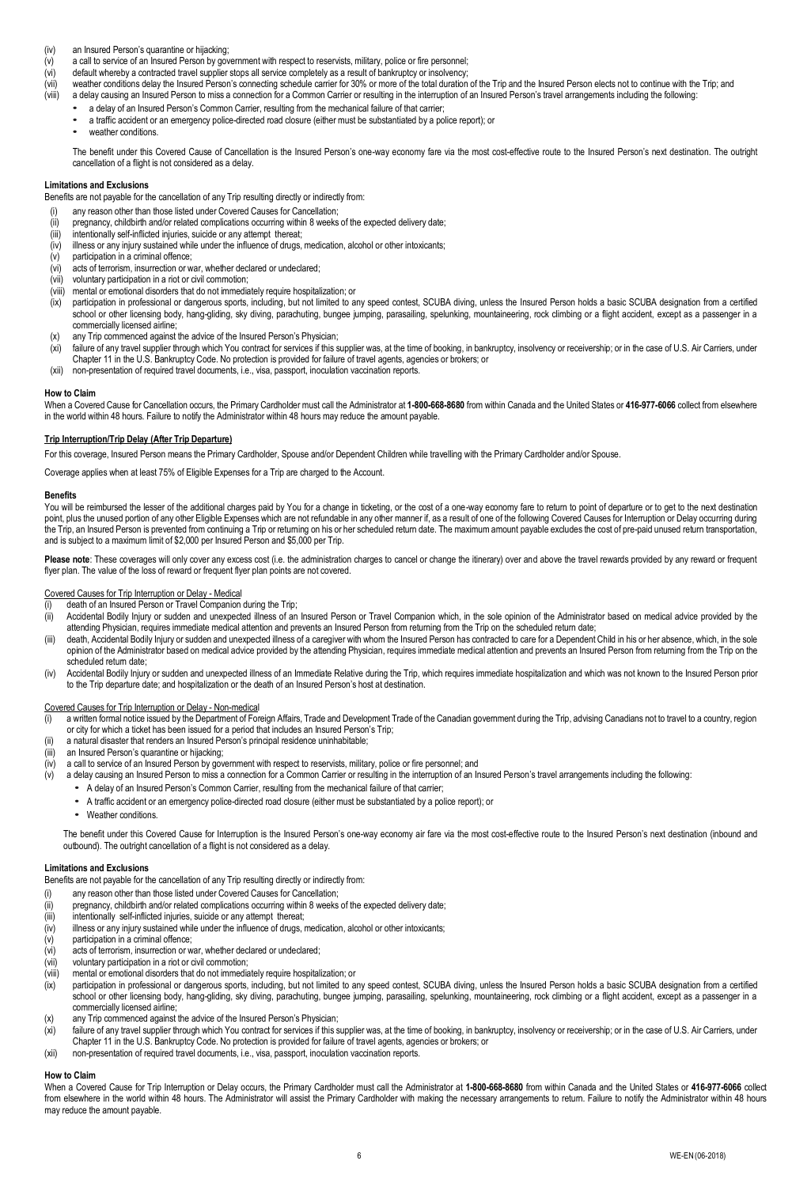(iv) an Insured Person's quarantine or hijacking;
(v) a call to service of an Insured Person by government with respect to reservists, military, police or fire personnel;
(vi) default whereby a contracted travel supplier stops all service completely as a result of bankruptcy or insolvency;
(vii) weather conditions delay the Insured Person's connecting schedule carrier for 30% or more of the total duration of the Trip and the Insured Person elects not to continue with the Trip; and
(viii) a delay causing an Insured Person to miss a connection for a Common Carrier or resulting in the interruption of an Insured Person's travel arrangements including the following:
- a delay of an Insured Person's Common Carrier, resulting from the mechanical failure of that carrier;
- a traffic accident or an emergency police-directed road closure (either must be substantiated by a police report); or
- weather conditions.

The benefit under this Covered Cause of Cancellation is the Insured Person's one-way economy fare via the most cost-effective route to the Insured Person's next destination. The outright cancellation of a flight is not considered as a delay.

**Limitations and Exclusions**

Benefits are not payable for the cancellation of any Trip resulting directly or indirectly from:

(i) any reason other than those listed under Covered Causes for Cancellation;
(ii) pregnancy, childbirth and/or related complications occurring within 8 weeks of the expected delivery date;
(iii) intentionally self-inflicted injuries, suicide or any attempt thereat;
(iv) illness or any injury sustained while under the influence of drugs, medication, alcohol or other intoxicants;
(v) participation in a criminal offence;
(vi) acts of terrorism, insurrection or war, whether declared or undeclared;
(vii) voluntary participation in a riot or civil commotion;
(viii) mental or emotional disorders that do not immediately require hospitalization; or
(ix) participation in professional or dangerous sports, including, but not limited to any speed contest, SCUBA diving, unless the Insured Person holds a basic SCUBA designation from a certified school or other licensing body, hang-gliding, sky diving, parachuting, bungee jumping, parasailing, spelunking, mountaineering, rock climbing or a flight accident, except as a passenger in a commercially licensed airline;
(x) any Trip commenced against the advice of the Insured Person's Physician;
(xi) failure of any travel supplier through which You contract for services if this supplier was, at the time of booking, in bankruptcy, insolvency or receivership; or in the case of U.S. Air Carriers, under Chapter 11 in the U.S. Bankruptcy Code. No protection is provided for failure of travel agents, agencies or brokers; or
(xii) non-presentation of required travel documents, i.e., visa, passport, inoculation vaccination reports.

**How to Claim**

When a Covered Cause for Cancellation occurs, the Primary Cardholder must call the Administrator at **1-800-668-8680** from within Canada and the United States or **416-977-6066** collect from elsewhere in the world within 48 hours. Failure to notify the Administrator within 48 hours may reduce the amount payable.

**Trip Interruption/Trip Delay (After Trip Departure)**

For this coverage, Insured Person means the Primary Cardholder, Spouse and/or Dependent Children while travelling with the Primary Cardholder and/or Spouse.

Coverage applies when at least 75% of Eligible Expenses for a Trip are charged to the Account.

**Benefits**

You will be reimbursed the lesser of the additional charges paid by You for a change in ticketing, or the cost of a one-way economy fare to return to point of departure or to get to the next destination point, plus the unused portion of any other Eligible Expenses which are not refundable in any other manner if, as a result of one of the following Covered Causes for Interruption or Delay occurring during the Trip, an Insured Person is prevented from continuing a Trip or returning on his or her scheduled return date. The maximum amount payable excludes the cost of pre-paid unused return transportation, and is subject to a maximum limit of $2,000 per Insured Person and $5,000 per Trip.

**Please note**: These coverages will only cover any excess cost (i.e. the administration charges to cancel or change the itinerary) over and above the travel rewards provided by any reward or frequent flyer plan. The value of the loss of reward or frequent flyer plan points are not covered.

Covered Causes for Trip Interruption or Delay - Medical

(i) death of an Insured Person or Travel Companion during the Trip;
(ii) Accidental Bodily Injury or sudden and unexpected illness of an Insured Person or Travel Companion which, in the sole opinion of the Administrator based on medical advice provided by the attending Physician, requires immediate medical attention and prevents an Insured Person from returning from the Trip on the scheduled return date;
(iii) death, Accidental Bodily Injury or sudden and unexpected illness of a caregiver with whom the Insured Person has contracted to care for a Dependent Child in his or her absence, which, in the sole opinion of the Administrator based on medical advice provided by the attending Physician, requires immediate medical attention and prevents an Insured Person from returning from the Trip on the scheduled return date;
(iv) Accidental Bodily Injury or sudden and unexpected illness of an Immediate Relative during the Trip, which requires immediate hospitalization and which was not known to the Insured Person prior to the Trip departure date; and hospitalization or the death of an Insured Person's host at destination.

Covered Causes for Trip Interruption or Delay - Non-medical

(i) a written formal notice issued by the Department of Foreign Affairs, Trade and Development Trade of the Canadian government during the Trip, advising Canadians not to travel to a country, region or city for which a ticket has been issued for a period that includes an Insured Person's Trip;
(ii) a natural disaster that renders an Insured Person's principal residence uninhabitable;
(iii) an Insured Person's quarantine or hijacking;
(iv) a call to service of an Insured Person by government with respect to reservists, military, police or fire personnel; and
(v) a delay causing an Insured Person to miss a connection for a Common Carrier or resulting in the interruption of an Insured Person's travel arrangements including the following:
- A delay of an Insured Person's Common Carrier, resulting from the mechanical failure of that carrier;
- A traffic accident or an emergency police-directed road closure (either must be substantiated by a police report); or
- Weather conditions.

The benefit under this Covered Cause for Interruption is the Insured Person's one-way economy air fare via the most cost-effective route to the Insured Person's next destination (inbound and outbound). The outright cancellation of a flight is not considered as a delay.

**Limitations and Exclusions**

Benefits are not payable for the cancellation of any Trip resulting directly or indirectly from:

(i) any reason other than those listed under Covered Causes for Cancellation;
(ii) pregnancy, childbirth and/or related complications occurring within 8 weeks of the expected delivery date;
(iii) intentionally self-inflicted injuries, suicide or any attempt thereat;
(iv) illness or any injury sustained while under the influence of drugs, medication, alcohol or other intoxicants;
(v) participation in a criminal offence;
(vi) acts of terrorism, insurrection or war, whether declared or undeclared;
(vii) voluntary participation in a riot or civil commotion;
(viii) mental or emotional disorders that do not immediately require hospitalization; or
(ix) participation in professional or dangerous sports, including, but not limited to any speed contest, SCUBA diving, unless the Insured Person holds a basic SCUBA designation from a certified school or other licensing body, hang-gliding, sky diving, parachuting, bungee jumping, parasailing, spelunking, mountaineering, rock climbing or a flight accident, except as a passenger in a commercially licensed airline;
(x) any Trip commenced against the advice of the Insured Person's Physician;
(xi) failure of any travel supplier through which You contract for services if this supplier was, at the time of booking, in bankruptcy, insolvency or receivership; or in the case of U.S. Air Carriers, under Chapter 11 in the U.S. Bankruptcy Code. No protection is provided for failure of travel agents, agencies or brokers; or
(xii) non-presentation of required travel documents, i.e., visa, passport, inoculation vaccination reports.

**How to Claim**

When a Covered Cause for Trip Interruption or Delay occurs, the Primary Cardholder must call the Administrator at **1-800-668-8680** from within Canada and the United States or **416-977-6066** collect from elsewhere in the world within 48 hours. The Administrator will assist the Primary Cardholder with making the necessary arrangements to return. Failure to notify the Administrator within 48 hours may reduce the amount payable.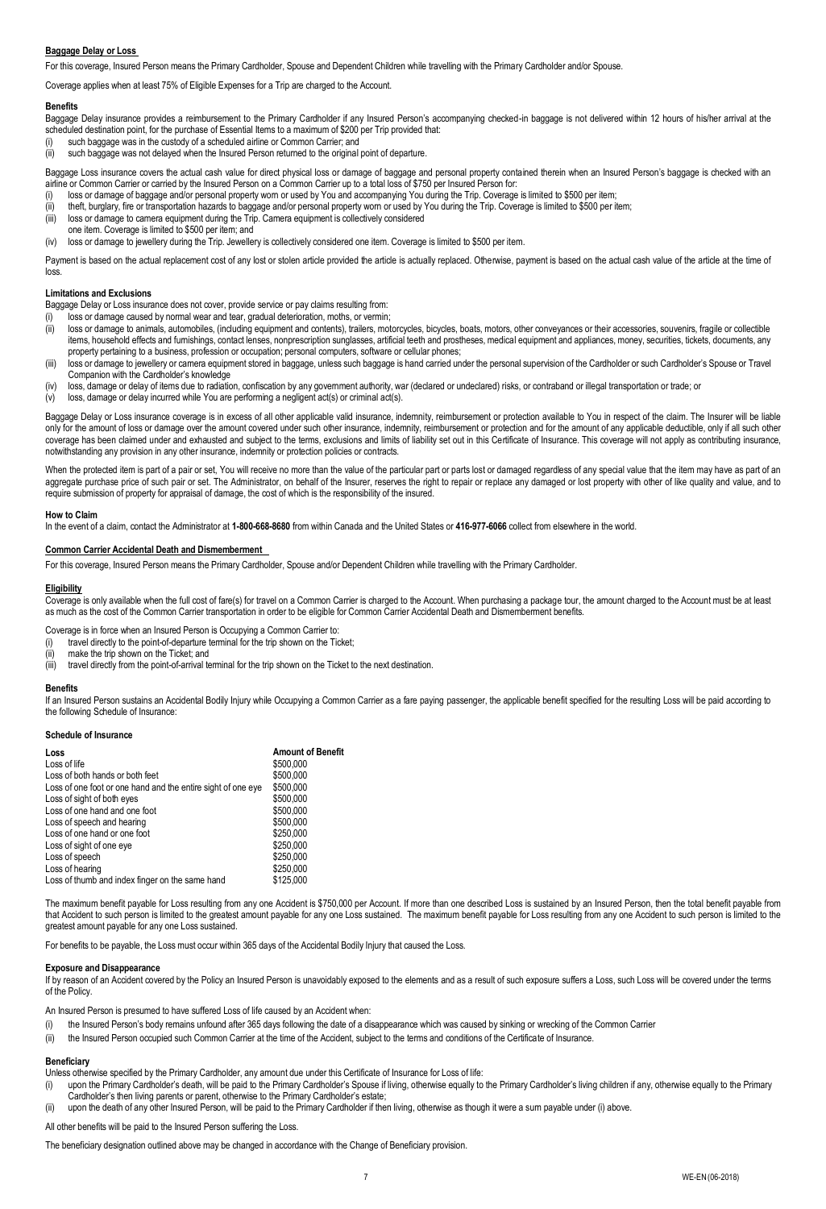## Baggage Delay or Loss

For this coverage, Insured Person means the Primary Cardholder, Spouse and Dependent Children while travelling with the Primary Cardholder and/or Spouse.

Coverage applies when at least 75% of Eligible Expenses for a Trip are charged to the Account.

### Benefits

Baggage Delay insurance provides a reimbursement to the Primary Cardholder if any Insured Person's accompanying checked-in baggage is not delivered within 12 hours of his/her arrival at the scheduled destination point, for the purchase of Essential Items to a maximum of $200 per Trip provided that:

(i) such baggage was in the custody of a scheduled airline or Common Carrier; and
(ii) such baggage was not delayed when the Insured Person returned to the original point of departure.

Baggage Loss insurance covers the actual cash value for direct physical loss or damage of baggage and personal property contained therein when an Insured Person's baggage is checked with an airline or Common Carrier or carried by the Insured Person on a Common Carrier up to a total loss of $750 per Insured Person for:

(i) loss or damage of baggage and/or personal property worn or used by You and accompanying You during the Trip. Coverage is limited to $500 per item;
(ii) theft, burglary, fire or transportation hazards to baggage and/or personal property worn or used by You during the Trip. Coverage is limited to $500 per item;
(iii) loss or damage to camera equipment during the Trip. Camera equipment is collectively considered one item. Coverage is limited to $500 per item; and
(iv) loss or damage to jewellery during the Trip. Jewellery is collectively considered one item. Coverage is limited to $500 per item.

Payment is based on the actual replacement cost of any lost or stolen article provided the article is actually replaced. Otherwise, payment is based on the actual cash value of the article at the time of loss.

### Limitations and Exclusions

Baggage Delay or Loss insurance does not cover, provide service or pay claims resulting from:

(i) loss or damage caused by normal wear and tear, gradual deterioration, moths, or vermin;
(ii) loss or damage to animals, automobiles, (including equipment and contents), trailers, motorcycles, bicycles, boats, motors, other conveyances or their accessories, souvenirs, fragile or collectible items, household effects and furnishings, contact lenses, nonprescription sunglasses, artificial teeth and prostheses, medical equipment and appliances, money, securities, tickets, documents, any property pertaining to a business, profession or occupation; personal computers, software or cellular phones;
(iii) loss or damage to jewellery or camera equipment stored in baggage, unless such baggage is hand carried under the personal supervision of the Cardholder or such Cardholder's Spouse or Travel Companion with the Cardholder's knowledge
(iv) loss, damage or delay of items due to radiation, confiscation by any government authority, war (declared or undeclared) risks, or contraband or illegal transportation or trade; or
(v) loss, damage or delay incurred while You are performing a negligent act(s) or criminal act(s).

Baggage Delay or Loss insurance coverage is in excess of all other applicable valid insurance, indemnity, reimbursement or protection available to You in respect of the claim. The Insurer will be liable only for the amount of loss or damage over the amount covered under such other insurance, indemnity, reimbursement or protection and for the amount of any applicable deductible, only if all such other coverage has been claimed under and exhausted and subject to the terms, exclusions and limits of liability set out in this Certificate of Insurance. This coverage will not apply as contributing insurance, notwithstanding any provision in any other insurance, indemnity or protection policies or contracts.

When the protected item is part of a pair or set, You will receive no more than the value of the particular part or parts lost or damaged regardless of any special value that the item may have as part of an aggregate purchase price of such pair or set. The Administrator, on behalf of the Insurer, reserves the right to repair or replace any damaged or lost property with other of like quality and value, and to require submission of property for appraisal of damage, the cost of which is the responsibility of the insured.

### How to Claim

In the event of a claim, contact the Administrator at **1-800-668-8680** from within Canada and the United States or **416-977-6066** collect from elsewhere in the world.

## Common Carrier Accidental Death and Dismemberment

For this coverage, Insured Person means the Primary Cardholder, Spouse and/or Dependent Children while travelling with the Primary Cardholder.

### Eligibility

Coverage is only available when the full cost of fare(s) for travel on a Common Carrier is charged to the Account. When purchasing a package tour, the amount charged to the Account must be at least as much as the cost of the Common Carrier transportation in order to be eligible for Common Carrier Accidental Death and Dismemberment benefits.

Coverage is in force when an Insured Person is Occupying a Common Carrier to:

(i) travel directly to the point-of-departure terminal for the trip shown on the Ticket;
(ii) make the trip shown on the Ticket; and
(iii) travel directly from the point-of-arrival terminal for the trip shown on the Ticket to the next destination.

### Benefits

If an Insured Person sustains an Accidental Bodily Injury while Occupying a Common Carrier as a fare paying passenger, the applicable benefit specified for the resulting Loss will be paid according to the following Schedule of Insurance:

### Schedule of Insurance

| Loss | Amount of Benefit |
|---|---|
| Loss of life | $500,000 |
| Loss of both hands or both feet | $500,000 |
| Loss of one foot or one hand and the entire sight of one eye | $500,000 |
| Loss of sight of both eyes | $500,000 |
| Loss of one hand and one foot | $500,000 |
| Loss of speech and hearing | $500,000 |
| Loss of one hand or one foot | $250,000 |
| Loss of sight of one eye | $250,000 |
| Loss of speech | $250,000 |
| Loss of hearing | $250,000 |
| Loss of thumb and index finger on the same hand | $125,000 |

The maximum benefit payable for Loss resulting from any one Accident is $750,000 per Account. If more than one described Loss is sustained by an Insured Person, then the total benefit payable from that Accident to such person is limited to the greatest amount payable for any one Loss sustained. The maximum benefit payable for Loss resulting from any one Accident to such person is limited to the greatest amount payable for any one Loss sustained.

For benefits to be payable, the Loss must occur within 365 days of the Accidental Bodily Injury that caused the Loss.

### Exposure and Disappearance

If by reason of an Accident covered by the Policy an Insured Person is unavoidably exposed to the elements and as a result of such exposure suffers a Loss, such Loss will be covered under the terms of the Policy.

An Insured Person is presumed to have suffered Loss of life caused by an Accident when:

(i) the Insured Person's body remains unfound after 365 days following the date of a disappearance which was caused by sinking or wrecking of the Common Carrier
(ii) the Insured Person occupied such Common Carrier at the time of the Accident, subject to the terms and conditions of the Certificate of Insurance.

### Beneficiary

Unless otherwise specified by the Primary Cardholder, any amount due under this Certificate of Insurance for Loss of life:

(i) upon the Primary Cardholder's death, will be paid to the Primary Cardholder's Spouse if living, otherwise equally to the Primary Cardholder's living children if any, otherwise equally to the Primary Cardholder's then living parents or parent, otherwise to the Primary Cardholder's estate;
(ii) upon the death of any other Insured Person, will be paid to the Primary Cardholder if then living, otherwise as though it were a sum payable under (i) above.

All other benefits will be paid to the Insured Person suffering the Loss.

The beneficiary designation outlined above may be changed in accordance with the Change of Beneficiary provision.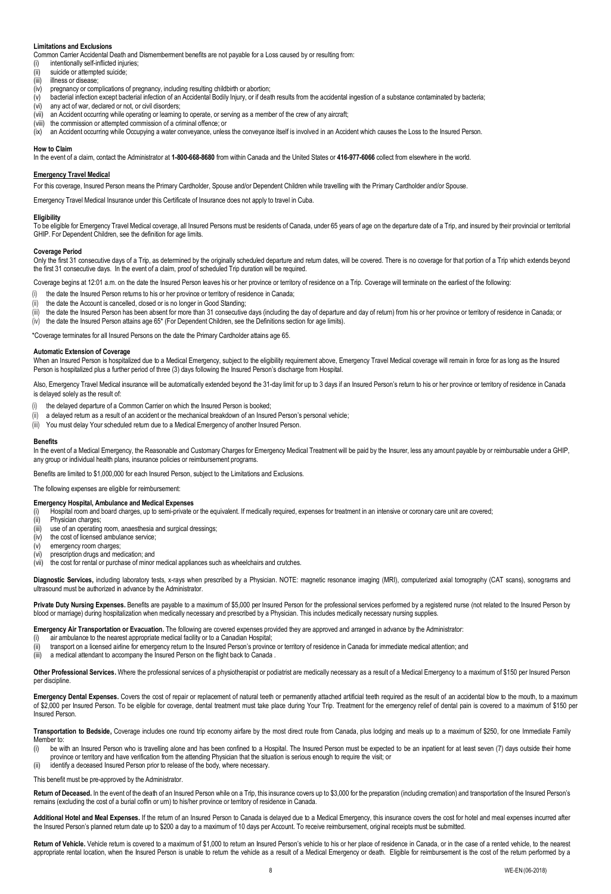**Limitations and Exclusions**

Common Carrier Accidental Death and Dismemberment benefits are not payable for a Loss caused by or resulting from:

(i) intentionally self-inflicted injuries;
(ii) suicide or attempted suicide;
(iii) illness or disease;
(iv) pregnancy or complications of pregnancy, including resulting childbirth or abortion;
(v) bacterial infection except bacterial infection of an Accidental Bodily Injury, or if death results from the accidental ingestion of a substance contaminated by bacteria;
(vi) any act of war, declared or not, or civil disorders;
(vii) an Accident occurring while operating or learning to operate, or serving as a member of the crew of any aircraft;
(viii) the commission or attempted commission of a criminal offence; or
(ix) an Accident occurring while Occupying a water conveyance, unless the conveyance itself is involved in an Accident which causes the Loss to the Insured Person.

**How to Claim**

In the event of a claim, contact the Administrator at **1-800-668-8680** from within Canada and the United States or **416-977-6066** collect from elsewhere in the world.

## Emergency Travel Medical

For this coverage, Insured Person means the Primary Cardholder, Spouse and/or Dependent Children while travelling with the Primary Cardholder and/or Spouse.

Emergency Travel Medical Insurance under this Certificate of Insurance does not apply to travel in Cuba.

**Eligibility**

To be eligible for Emergency Travel Medical coverage, all Insured Persons must be residents of Canada, under 65 years of age on the departure date of a Trip, and insured by their provincial or territorial GHIP. For Dependent Children, see the definition for age limits.

**Coverage Period**

Only the first 31 consecutive days of a Trip, as determined by the originally scheduled departure and return dates, will be covered. There is no coverage for that portion of a Trip which extends beyond the first 31 consecutive days. In the event of a claim, proof of scheduled Trip duration will be required.

Coverage begins at 12:01 a.m. on the date the Insured Person leaves his or her province or territory of residence on a Trip. Coverage will terminate on the earliest of the following:

(i) the date the Insured Person returns to his or her province or territory of residence in Canada;
(ii) the date the Account is cancelled, closed or is no longer in Good Standing;
(iii) the date the Insured Person has been absent for more than 31 consecutive days (including the day of departure and day of return) from his or her province or territory of residence in Canada; or
(iv) the date the Insured Person attains age 65* (For Dependent Children, see the Definitions section for age limits).

*Coverage terminates for all Insured Persons on the date the Primary Cardholder attains age 65.

**Automatic Extension of Coverage**

When an Insured Person is hospitalized due to a Medical Emergency, subject to the eligibility requirement above, Emergency Travel Medical coverage will remain in force for as long as the Insured Person is hospitalized plus a further period of three (3) days following the Insured Person's discharge from Hospital.

Also, Emergency Travel Medical insurance will be automatically extended beyond the 31-day limit for up to 3 days if an Insured Person's return to his or her province or territory of residence in Canada is delayed solely as the result of:

(i) the delayed departure of a Common Carrier on which the Insured Person is booked;
(ii) a delayed return as a result of an accident or the mechanical breakdown of an Insured Person's personal vehicle;
(iii) You must delay Your scheduled return due to a Medical Emergency of another Insured Person.

**Benefits**

In the event of a Medical Emergency, the Reasonable and Customary Charges for Emergency Medical Treatment will be paid by the Insurer, less any amount payable by or reimbursable under a GHIP, any group or individual health plans, insurance policies or reimbursement programs.

Benefits are limited to $1,000,000 for each Insured Person, subject to the Limitations and Exclusions.

The following expenses are eligible for reimbursement:

**Emergency Hospital, Ambulance and Medical Expenses**

(i) Hospital room and board charges, up to semi-private or the equivalent. If medically required, expenses for treatment in an intensive or coronary care unit are covered;
(ii) Physician charges;
(iii) use of an operating room, anaesthesia and surgical dressings;
(iv) the cost of licensed ambulance service;
(v) emergency room charges;
(vi) prescription drugs and medication; and
(vii) the cost for rental or purchase of minor medical appliances such as wheelchairs and crutches.

**Diagnostic Services,** including laboratory tests, x-rays when prescribed by a Physician. NOTE: magnetic resonance imaging (MRI), computerized axial tomography (CAT scans), sonograms and ultrasound must be authorized in advance by the Administrator.

**Private Duty Nursing Expenses.** Benefits are payable to a maximum of $5,000 per Insured Person for the professional services performed by a registered nurse (not related to the Insured Person by blood or marriage) during hospitalization when medically necessary and prescribed by a Physician. This includes medically necessary nursing supplies.

**Emergency Air Transportation or Evacuation.** The following are covered expenses provided they are approved and arranged in advance by the Administrator:

(i) air ambulance to the nearest appropriate medical facility or to a Canadian Hospital;
(ii) transport on a licensed airline for emergency return to the Insured Person's province or territory of residence in Canada for immediate medical attention; and
(iii) a medical attendant to accompany the Insured Person on the flight back to Canada .

**Other Professional Services.** Where the professional services of a physiotherapist or podiatrist are medically necessary as a result of a Medical Emergency to a maximum of $150 per Insured Person per discipline.

**Emergency Dental Expenses.** Covers the cost of repair or replacement of natural teeth or permanently attached artificial teeth required as the result of an accidental blow to the mouth, to a maximum of $2,000 per Insured Person. To be eligible for coverage, dental treatment must take place during Your Trip. Treatment for the emergency relief of dental pain is covered to a maximum of $150 per Insured Person.

**Transportation to Bedside,** Coverage includes one round trip economy airfare by the most direct route from Canada, plus lodging and meals up to a maximum of $250, for one Immediate Family Member to:

(i) be with an Insured Person who is travelling alone and has been confined to a Hospital. The Insured Person must be expected to be an inpatient for at least seven (7) days outside their home province or territory and have verification from the attending Physician that the situation is serious enough to require the visit; or
(ii) identify a deceased Insured Person prior to release of the body, where necessary.

This benefit must be pre-approved by the Administrator.

**Return of Deceased.** In the event of the death of an Insured Person while on a Trip, this insurance covers up to $3,000 for the preparation (including cremation) and transportation of the Insured Person's remains (excluding the cost of a burial coffin or urn) to his/her province or territory of residence in Canada.

**Additional Hotel and Meal Expenses.** If the return of an Insured Person to Canada is delayed due to a Medical Emergency, this insurance covers the cost for hotel and meal expenses incurred after the Insured Person's planned return date up to $200 a day to a maximum of 10 days per Account. To receive reimbursement, original receipts must be submitted.

**Return of Vehicle.** Vehicle return is covered to a maximum of $1,000 to return an Insured Person's vehicle to his or her place of residence in Canada, or in the case of a rented vehicle, to the nearest appropriate rental location, when the Insured Person is unable to return the vehicle as a result of a Medical Emergency or death. Eligible for reimbursement is the cost of the return performed by a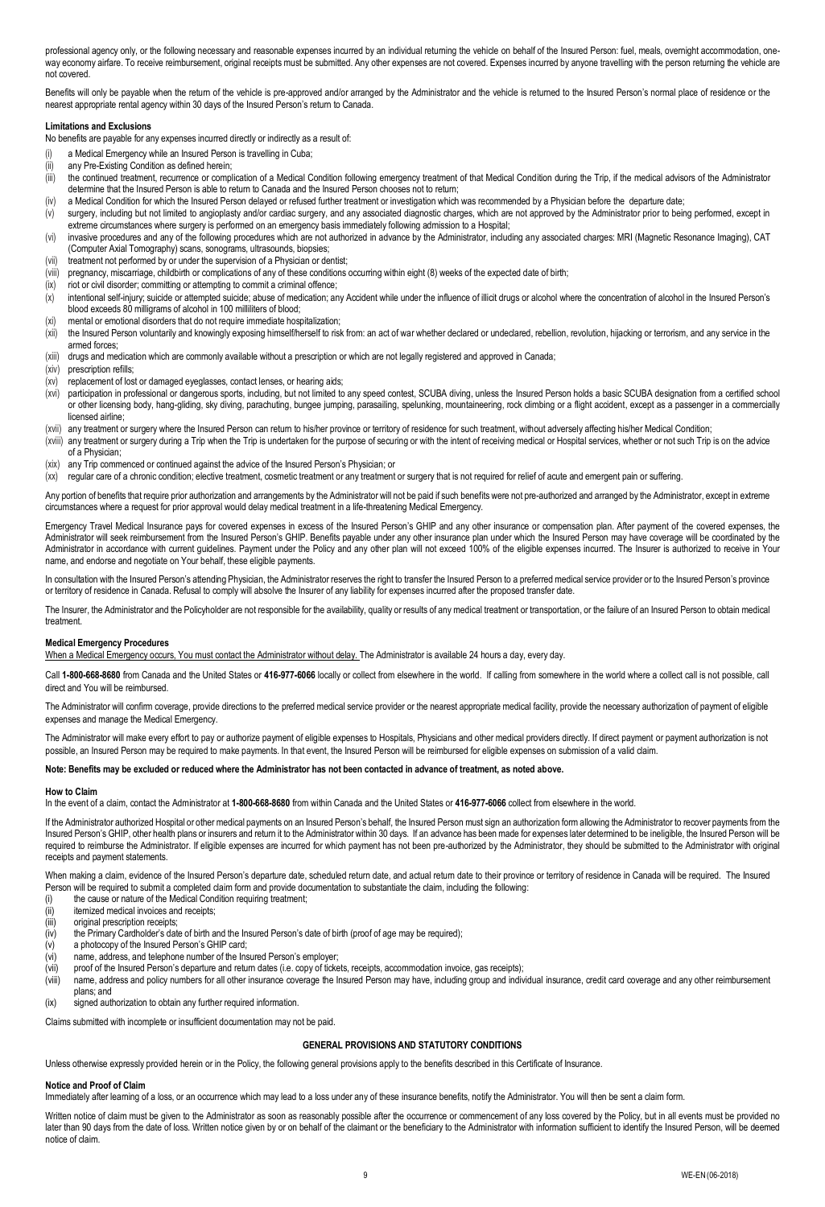professional agency only, or the following necessary and reasonable expenses incurred by an individual returning the vehicle on behalf of the Insured Person: fuel, meals, overnight accommodation, one-way economy airfare. To receive reimbursement, original receipts must be submitted. Any other expenses are not covered. Expenses incurred by anyone travelling with the person returning the vehicle are not covered.

Benefits will only be payable when the return of the vehicle is pre-approved and/or arranged by the Administrator and the vehicle is returned to the Insured Person's normal place of residence or the nearest appropriate rental agency within 30 days of the Insured Person's return to Canada.

**Limitations and Exclusions**

No benefits are payable for any expenses incurred directly or indirectly as a result of:

(i) a Medical Emergency while an Insured Person is travelling in Cuba;
(ii) any Pre-Existing Condition as defined herein;
(iii) the continued treatment, recurrence or complication of a Medical Condition following emergency treatment of that Medical Condition during the Trip, if the medical advisors of the Administrator determine that the Insured Person is able to return to Canada and the Insured Person chooses not to return;
(iv) a Medical Condition for which the Insured Person delayed or refused further treatment or investigation which was recommended by a Physician before the departure date;
(v) surgery, including but not limited to angioplasty and/or cardiac surgery, and any associated diagnostic charges, which are not approved by the Administrator prior to being performed, except in extreme circumstances where surgery is performed on an emergency basis immediately following admission to a Hospital;
(vi) invasive procedures and any of the following procedures which are not authorized in advance by the Administrator, including any associated charges: MRI (Magnetic Resonance Imaging), CAT (Computer Axial Tomography) scans, sonograms, ultrasounds, biopsies;
(vii) treatment not performed by or under the supervision of a Physician or dentist;
(viii) pregnancy, miscarriage, childbirth or complications of any of these conditions occurring within eight (8) weeks of the expected date of birth;
(ix) riot or civil disorder; committing or attempting to commit a criminal offence;
(x) intentional self-injury; suicide or attempted suicide; abuse of medication; any Accident while under the influence of illicit drugs or alcohol where the concentration of alcohol in the Insured Person's blood exceeds 80 milligrams of alcohol in 100 milliliters of blood;
(xi) mental or emotional disorders that do not require immediate hospitalization;
(xii) the Insured Person voluntarily and knowingly exposing himself/herself to risk from: an act of war whether declared or undeclared, rebellion, revolution, hijacking or terrorism, and any service in the armed forces;
(xiii) drugs and medication which are commonly available without a prescription or which are not legally registered and approved in Canada;
(xiv) prescription refills;
(xv) replacement of lost or damaged eyeglasses, contact lenses, or hearing aids;
(xvi) participation in professional or dangerous sports, including, but not limited to any speed contest, SCUBA diving, unless the Insured Person holds a basic SCUBA designation from a certified school or other licensing body, hang-gliding, sky diving, parachuting, bungee jumping, parasailing, spelunking, mountaineering, rock climbing or a flight accident, except as a passenger in a commercially licensed airline;
(xvii) any treatment or surgery where the Insured Person can return to his/her province or territory of residence for such treatment, without adversely affecting his/her Medical Condition;
(xviii) any treatment or surgery during a Trip when the Trip is undertaken for the purpose of securing or with the intent of receiving medical or Hospital services, whether or not such Trip is on the advice of a Physician;
(xix) any Trip commenced or continued against the advice of the Insured Person's Physician; or
(xx) regular care of a chronic condition; elective treatment, cosmetic treatment or any treatment or surgery that is not required for relief of acute and emergent pain or suffering.

Any portion of benefits that require prior authorization and arrangements by the Administrator will not be paid if such benefits were not pre-authorized and arranged by the Administrator, except in extreme circumstances where a request for prior approval would delay medical treatment in a life-threatening Medical Emergency.

Emergency Travel Medical Insurance pays for covered expenses in excess of the Insured Person's GHIP and any other insurance or compensation plan. After payment of the covered expenses, the Administrator will seek reimbursement from the Insured Person's GHIP. Benefits payable under any other insurance plan under which the Insured Person may have coverage will be coordinated by the Administrator in accordance with current guidelines. Payment under the Policy and any other plan will not exceed 100% of the eligible expenses incurred. The Insurer is authorized to receive in Your name, and endorse and negotiate on Your behalf, these eligible payments.

In consultation with the Insured Person's attending Physician, the Administrator reserves the right to transfer the Insured Person to a preferred medical service provider or to the Insured Person's province or territory of residence in Canada. Refusal to comply will absolve the Insurer of any liability for expenses incurred after the proposed transfer date.

The Insurer, the Administrator and the Policyholder are not responsible for the availability, quality or results of any medical treatment or transportation, or the failure of an Insured Person to obtain medical treatment.

**Medical Emergency Procedures**

When a Medical Emergency occurs, You must contact the Administrator without delay. The Administrator is available 24 hours a day, every day.

Call **1-800-668-8680** from Canada and the United States or **416-977-6066** locally or collect from elsewhere in the world. If calling from somewhere in the world where a collect call is not possible, call direct and You will be reimbursed.

The Administrator will confirm coverage, provide directions to the preferred medical service provider or the nearest appropriate medical facility, provide the necessary authorization of payment of eligible expenses and manage the Medical Emergency.

The Administrator will make every effort to pay or authorize payment of eligible expenses to Hospitals, Physicians and other medical providers directly. If direct payment or payment authorization is not possible, an Insured Person may be required to make payments. In that event, the Insured Person will be reimbursed for eligible expenses on submission of a valid claim.

**Note: Benefits may be excluded or reduced where the Administrator has not been contacted in advance of treatment, as noted above.**

**How to Claim**

In the event of a claim, contact the Administrator at **1-800-668-8680** from within Canada and the United States or **416-977-6066** collect from elsewhere in the world.

If the Administrator authorized Hospital or other medical payments on an Insured Person's behalf, the Insured Person must sign an authorization form allowing the Administrator to recover payments from the Insured Person's GHIP, other health plans or insurers and return it to the Administrator within 30 days. If an advance has been made for expenses later determined to be ineligible, the Insured Person will be required to reimburse the Administrator. If eligible expenses are incurred for which payment has not been pre-authorized by the Administrator, they should be submitted to the Administrator with original receipts and payment statements.

When making a claim, evidence of the Insured Person's departure date, scheduled return date, and actual return date to their province or territory of residence in Canada will be required. The Insured Person will be required to submit a completed claim form and provide documentation to substantiate the claim, including the following:

(i) the cause or nature of the Medical Condition requiring treatment;
(ii) itemized medical invoices and receipts;
(iii) original prescription receipts;
(iv) the Primary Cardholder's date of birth and the Insured Person's date of birth (proof of age may be required);
(v) a photocopy of the Insured Person's GHIP card;
(vi) name, address, and telephone number of the Insured Person's employer;
(vii) proof of the Insured Person's departure and return dates (i.e. copy of tickets, receipts, accommodation invoice, gas receipts);
(viii) name, address and policy numbers for all other insurance coverage the Insured Person may have, including group and individual insurance, credit card coverage and any other reimbursement plans; and
(ix) signed authorization to obtain any further required information.

Claims submitted with incomplete or insufficient documentation may not be paid.

## GENERAL PROVISIONS AND STATUTORY CONDITIONS

Unless otherwise expressly provided herein or in the Policy, the following general provisions apply to the benefits described in this Certificate of Insurance.

**Notice and Proof of Claim**

Immediately after learning of a loss, or an occurrence which may lead to a loss under any of these insurance benefits, notify the Administrator. You will then be sent a claim form.

Written notice of claim must be given to the Administrator as soon as reasonably possible after the occurrence or commencement of any loss covered by the Policy, but in all events must be provided no later than 90 days from the date of loss. Written notice given by or on behalf of the claimant or the beneficiary to the Administrator with information sufficient to identify the Insured Person, will be deemed notice of claim.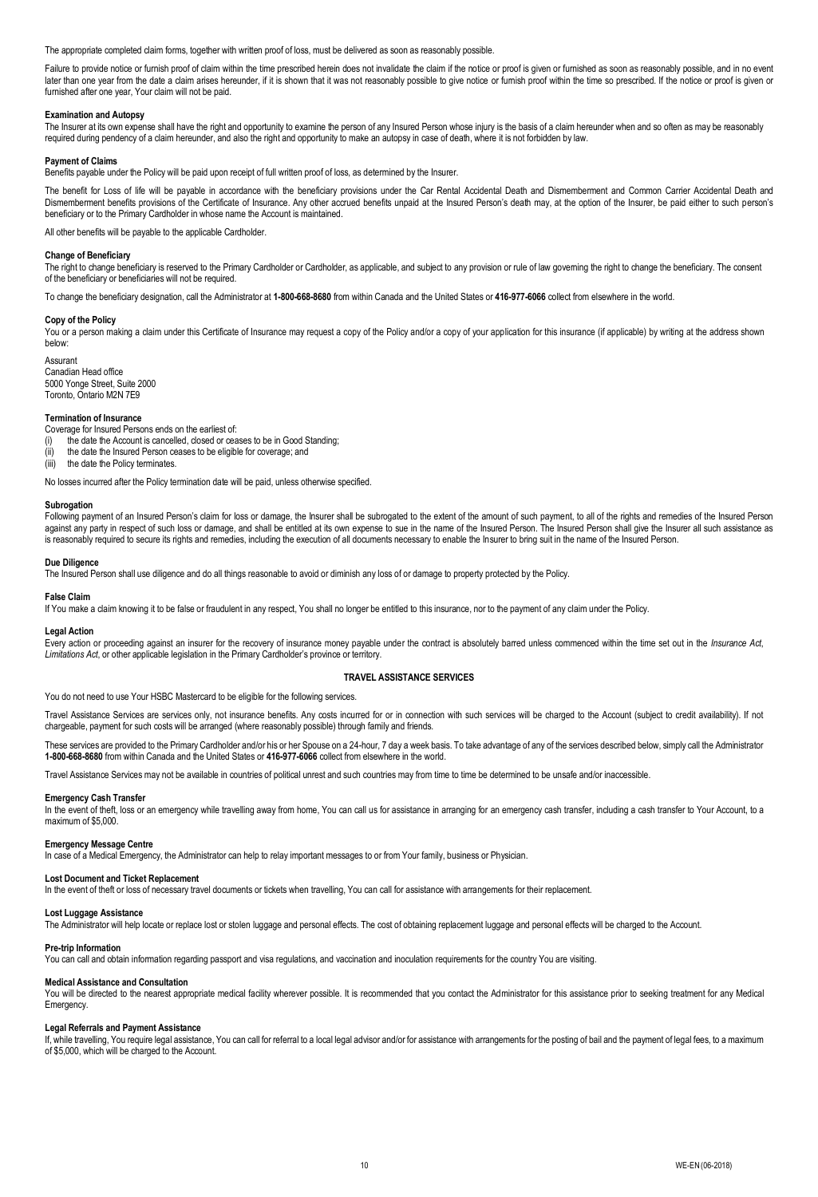The appropriate completed claim forms, together with written proof of loss, must be delivered as soon as reasonably possible.

Failure to provide notice or furnish proof of claim within the time prescribed herein does not invalidate the claim if the notice or proof is given or furnished as soon as reasonably possible, and in no event later than one year from the date a claim arises hereunder, if it is shown that it was not reasonably possible to give notice or furnish proof within the time so prescribed. If the notice or proof is given or furnished after one year, Your claim will not be paid.

**Examination and Autopsy**

The Insurer at its own expense shall have the right and opportunity to examine the person of any Insured Person whose injury is the basis of a claim hereunder when and so often as may be reasonably required during pendency of a claim hereunder, and also the right and opportunity to make an autopsy in case of death, where it is not forbidden by law.

**Payment of Claims**

Benefits payable under the Policy will be paid upon receipt of full written proof of loss, as determined by the Insurer.

The benefit for Loss of life will be payable in accordance with the beneficiary provisions under the Car Rental Accidental Death and Dismemberment and Common Carrier Accidental Death and Dismemberment benefits provisions of the Certificate of Insurance. Any other accrued benefits unpaid at the Insured Person's death may, at the option of the Insurer, be paid either to such person's beneficiary or to the Primary Cardholder in whose name the Account is maintained.

All other benefits will be payable to the applicable Cardholder.

**Change of Beneficiary**

The right to change beneficiary is reserved to the Primary Cardholder or Cardholder, as applicable, and subject to any provision or rule of law governing the right to change the beneficiary. The consent of the beneficiary or beneficiaries will not be required.

To change the beneficiary designation, call the Administrator at **1-800-668-8680** from within Canada and the United States or **416-977-6066** collect from elsewhere in the world.

**Copy of the Policy**

You or a person making a claim under this Certificate of Insurance may request a copy of the Policy and/or a copy of your application for this insurance (if applicable) by writing at the address shown below:

Assurant
Canadian Head office
5000 Yonge Street, Suite 2000
Toronto, Ontario M2N 7E9

**Termination of Insurance**

Coverage for Insured Persons ends on the earliest of:

(i) the date the Account is cancelled, closed or ceases to be in Good Standing;
(ii) the date the Insured Person ceases to be eligible for coverage; and
(iii) the date the Policy terminates.

No losses incurred after the Policy termination date will be paid, unless otherwise specified.

**Subrogation**

Following payment of an Insured Person's claim for loss or damage, the Insurer shall be subrogated to the extent of the amount of such payment, to all of the rights and remedies of the Insured Person against any party in respect of such loss or damage, and shall be entitled at its own expense to sue in the name of the Insured Person. The Insured Person shall give the Insurer all such assistance as is reasonably required to secure its rights and remedies, including the execution of all documents necessary to enable the Insurer to bring suit in the name of the Insured Person.

**Due Diligence**

The Insured Person shall use diligence and do all things reasonable to avoid or diminish any loss of or damage to property protected by the Policy.

**False Claim**

If You make a claim knowing it to be false or fraudulent in any respect, You shall no longer be entitled to this insurance, nor to the payment of any claim under the Policy.

**Legal Action**

Every action or proceeding against an insurer for the recovery of insurance money payable under the contract is absolutely barred unless commenced within the time set out in the *Insurance Act*, *Limitations Act*, or other applicable legislation in the Primary Cardholder's province or territory.

## TRAVEL ASSISTANCE SERVICES

You do not need to use Your HSBC Mastercard to be eligible for the following services.

Travel Assistance Services are services only, not insurance benefits. Any costs incurred for or in connection with such services will be charged to the Account (subject to credit availability). If not chargeable, payment for such costs will be arranged (where reasonably possible) through family and friends.

These services are provided to the Primary Cardholder and/or his or her Spouse on a 24-hour, 7 day a week basis. To take advantage of any of the services described below, simply call the Administrator **1-800-668-8680** from within Canada and the United States or **416-977-6066** collect from elsewhere in the world.

Travel Assistance Services may not be available in countries of political unrest and such countries may from time to time be determined to be unsafe and/or inaccessible.

**Emergency Cash Transfer**

In the event of theft, loss or an emergency while travelling away from home, You can call us for assistance in arranging for an emergency cash transfer, including a cash transfer to Your Account, to a maximum of $5,000.

**Emergency Message Centre**

In case of a Medical Emergency, the Administrator can help to relay important messages to or from Your family, business or Physician.

**Lost Document and Ticket Replacement**

In the event of theft or loss of necessary travel documents or tickets when travelling, You can call for assistance with arrangements for their replacement.

**Lost Luggage Assistance**

The Administrator will help locate or replace lost or stolen luggage and personal effects. The cost of obtaining replacement luggage and personal effects will be charged to the Account.

**Pre-trip Information**

You can call and obtain information regarding passport and visa regulations, and vaccination and inoculation requirements for the country You are visiting.

**Medical Assistance and Consultation**

You will be directed to the nearest appropriate medical facility wherever possible. It is recommended that you contact the Administrator for this assistance prior to seeking treatment for any Medical Emergency.

**Legal Referrals and Payment Assistance**

If, while travelling, You require legal assistance, You can call for referral to a local legal advisor and/or for assistance with arrangements for the posting of bail and the payment of legal fees, to a maximum of $5,000, which will be charged to the Account.

WE-EN (06-2018)